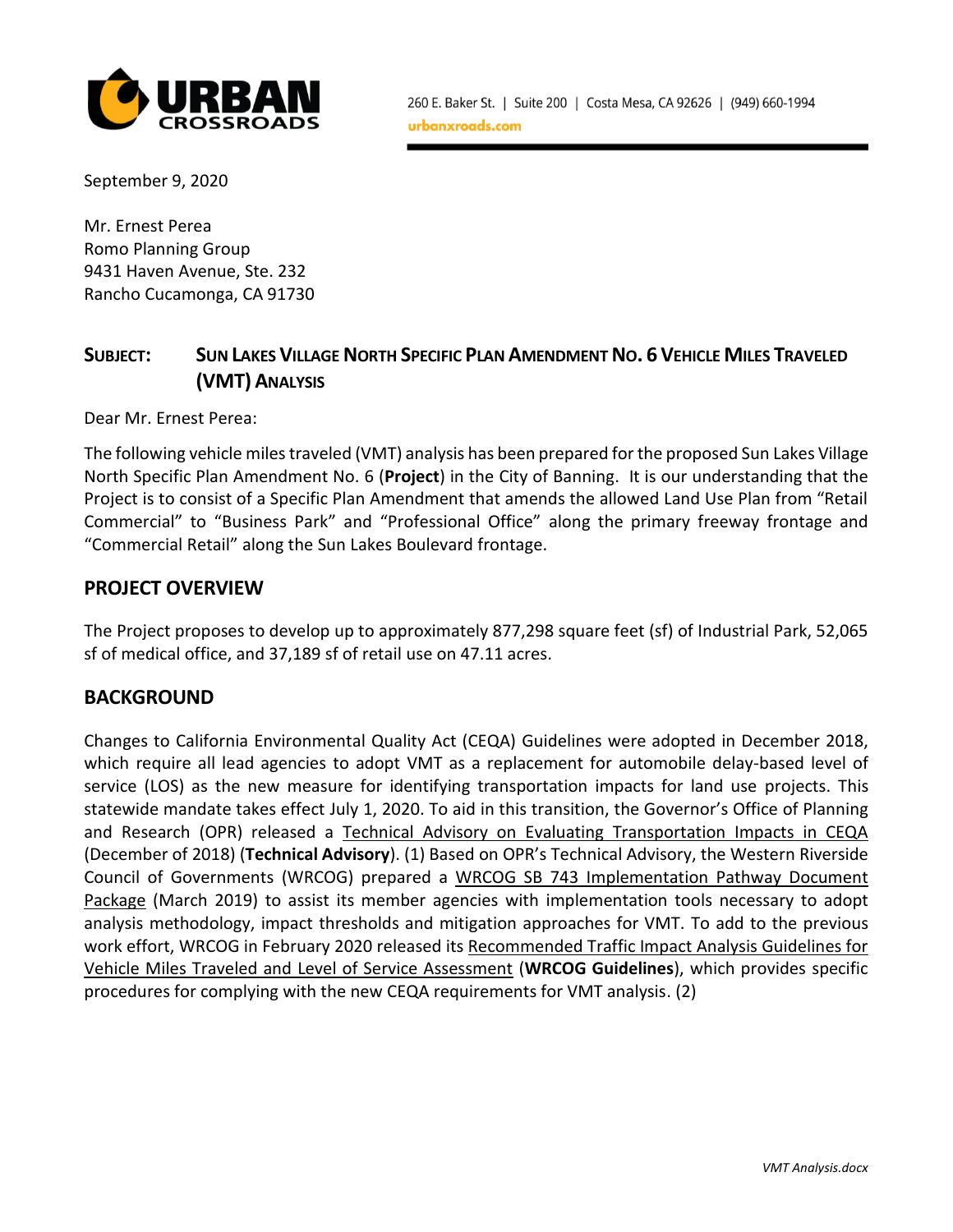URBAN CROSSROADS

260 E. Baker St. | Suite 200 | Costa Mesa, CA 92626 | (949) 660-1994
urbanxroads.com

September 9, 2020

Mr. Ernest Perea
Romo Planning Group
9431 Haven Avenue, Ste. 232
Rancho Cucamonga, CA 91730

**SUBJECT: SUN LAKES VILLAGE NORTH SPECIFIC PLAN AMENDMENT NO. 6 VEHICLE MILES TRAVELED (VMT) ANALYSIS**

Dear Mr. Ernest Perea:

The following vehicle miles traveled (VMT) analysis has been prepared for the proposed Sun Lakes Village North Specific Plan Amendment No. 6 (**Project**) in the City of Banning. It is our understanding that the Project is to consist of a Specific Plan Amendment that amends the allowed Land Use Plan from "Retail Commercial" to "Business Park" and "Professional Office" along the primary freeway frontage and "Commercial Retail" along the Sun Lakes Boulevard frontage.

## PROJECT OVERVIEW

The Project proposes to develop up to approximately 877,298 square feet (sf) of Industrial Park, 52,065 sf of medical office, and 37,189 sf of retail use on 47.11 acres.

## BACKGROUND

Changes to California Environmental Quality Act (CEQA) Guidelines were adopted in December 2018, which require all lead agencies to adopt VMT as a replacement for automobile delay-based level of service (LOS) as the new measure for identifying transportation impacts for land use projects. This statewide mandate takes effect July 1, 2020. To aid in this transition, the Governor's Office of Planning and Research (OPR) released a Technical Advisory on Evaluating Transportation Impacts in CEQA (December of 2018) (**Technical Advisory**). (1) Based on OPR's Technical Advisory, the Western Riverside Council of Governments (WRCOG) prepared a WRCOG SB 743 Implementation Pathway Document Package (March 2019) to assist its member agencies with implementation tools necessary to adopt analysis methodology, impact thresholds and mitigation approaches for VMT. To add to the previous work effort, WRCOG in February 2020 released its Recommended Traffic Impact Analysis Guidelines for Vehicle Miles Traveled and Level of Service Assessment (**WRCOG Guidelines**), which provides specific procedures for complying with the new CEQA requirements for VMT analysis. (2)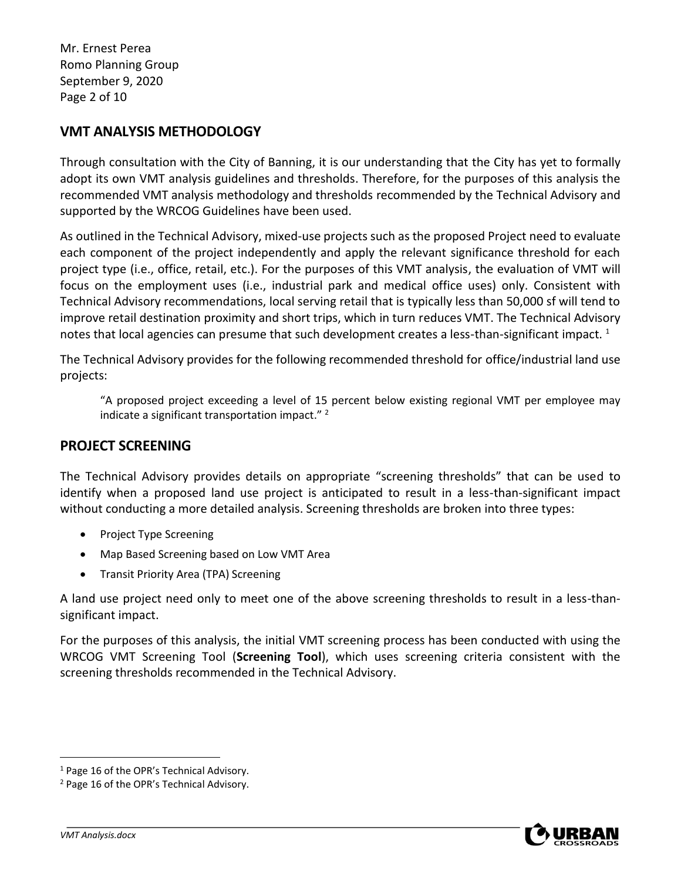## VMT ANALYSIS METHODOLOGY

Through consultation with the City of Banning, it is our understanding that the City has yet to formally adopt its own VMT analysis guidelines and thresholds. Therefore, for the purposes of this analysis the recommended VMT analysis methodology and thresholds recommended by the Technical Advisory and supported by the WRCOG Guidelines have been used.

As outlined in the Technical Advisory, mixed-use projects such as the proposed Project need to evaluate each component of the project independently and apply the relevant significance threshold for each project type (i.e., office, retail, etc.). For the purposes of this VMT analysis, the evaluation of VMT will focus on the employment uses (i.e., industrial park and medical office uses) only. Consistent with Technical Advisory recommendations, local serving retail that is typically less than 50,000 sf will tend to improve retail destination proximity and short trips, which in turn reduces VMT. The Technical Advisory notes that local agencies can presume that such development creates a less-than-significant impact. [1]

The Technical Advisory provides for the following recommended threshold for office/industrial land use projects:

> "A proposed project exceeding a level of 15 percent below existing regional VMT per employee may indicate a significant transportation impact." [2]

## PROJECT SCREENING

The Technical Advisory provides details on appropriate "screening thresholds" that can be used to identify when a proposed land use project is anticipated to result in a less-than-significant impact without conducting a more detailed analysis. Screening thresholds are broken into three types:

- Project Type Screening
- Map Based Screening based on Low VMT Area
- Transit Priority Area (TPA) Screening

A land use project need only to meet one of the above screening thresholds to result in a less-than-significant impact.

For the purposes of this analysis, the initial VMT screening process has been conducted with using the WRCOG VMT Screening Tool (**Screening Tool**), which uses screening criteria consistent with the screening thresholds recommended in the Technical Advisory.

---

[1] Page 16 of the OPR's Technical Advisory.

[2] Page 16 of the OPR's Technical Advisory.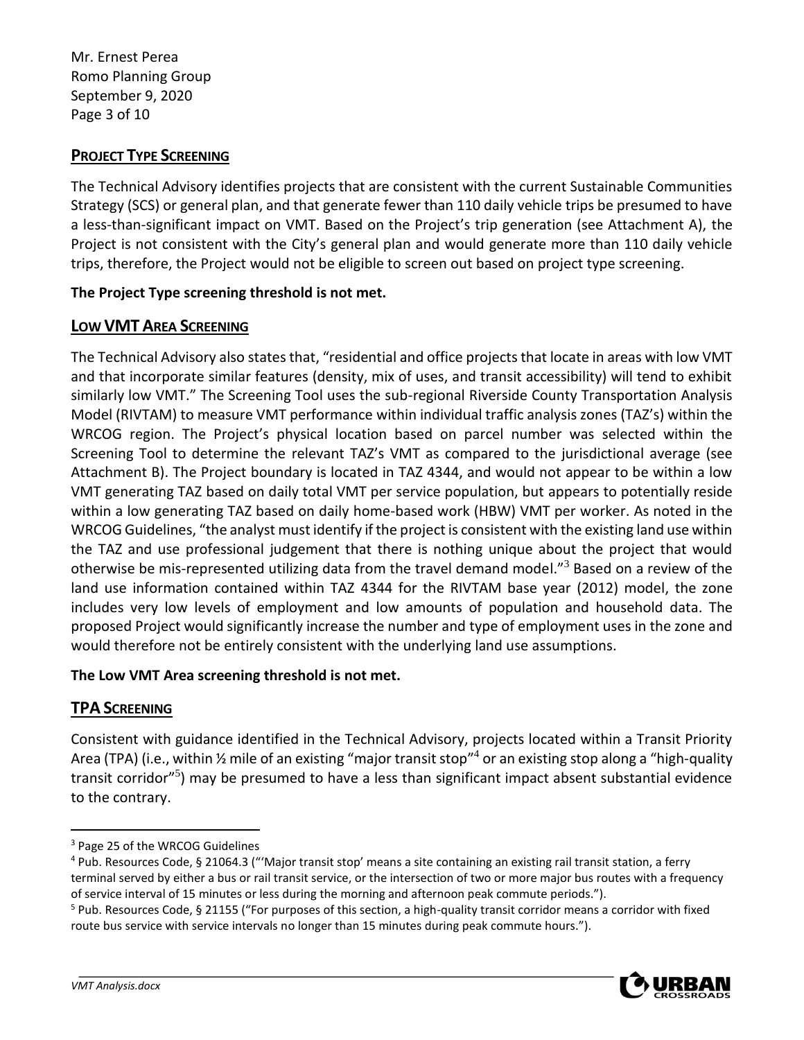## PROJECT TYPE SCREENING

The Technical Advisory identifies projects that are consistent with the current Sustainable Communities Strategy (SCS) or general plan, and that generate fewer than 110 daily vehicle trips be presumed to have a less-than-significant impact on VMT. Based on the Project's trip generation (see Attachment A), the Project is not consistent with the City's general plan and would generate more than 110 daily vehicle trips, therefore, the Project would not be eligible to screen out based on project type screening.

**The Project Type screening threshold is not met.**

## LOW VMT AREA SCREENING

The Technical Advisory also states that, "residential and office projects that locate in areas with low VMT and that incorporate similar features (density, mix of uses, and transit accessibility) will tend to exhibit similarly low VMT." The Screening Tool uses the sub-regional Riverside County Transportation Analysis Model (RIVTAM) to measure VMT performance within individual traffic analysis zones (TAZ's) within the WRCOG region. The Project's physical location based on parcel number was selected within the Screening Tool to determine the relevant TAZ's VMT as compared to the jurisdictional average (see Attachment B). The Project boundary is located in TAZ 4344, and would not appear to be within a low VMT generating TAZ based on daily total VMT per service population, but appears to potentially reside within a low generating TAZ based on daily home-based work (HBW) VMT per worker. As noted in the WRCOG Guidelines, "the analyst must identify if the project is consistent with the existing land use within the TAZ and use professional judgement that there is nothing unique about the project that would otherwise be mis-represented utilizing data from the travel demand model."[3] Based on a review of the land use information contained within TAZ 4344 for the RIVTAM base year (2012) model, the zone includes very low levels of employment and low amounts of population and household data. The proposed Project would significantly increase the number and type of employment uses in the zone and would therefore not be entirely consistent with the underlying land use assumptions.

**The Low VMT Area screening threshold is not met.**

## TPA SCREENING

Consistent with guidance identified in the Technical Advisory, projects located within a Transit Priority Area (TPA) (i.e., within ½ mile of an existing "major transit stop"[4] or an existing stop along a "high-quality transit corridor"[5]) may be presumed to have a less than significant impact absent substantial evidence to the contrary.

---

[3] Page 25 of the WRCOG Guidelines

[4] Pub. Resources Code, § 21064.3 ("'Major transit stop' means a site containing an existing rail transit station, a ferry terminal served by either a bus or rail transit service, or the intersection of two or more major bus routes with a frequency of service interval of 15 minutes or less during the morning and afternoon peak commute periods.").

[5] Pub. Resources Code, § 21155 ("For purposes of this section, a high-quality transit corridor means a corridor with fixed route bus service with service intervals no longer than 15 minutes during peak commute hours.").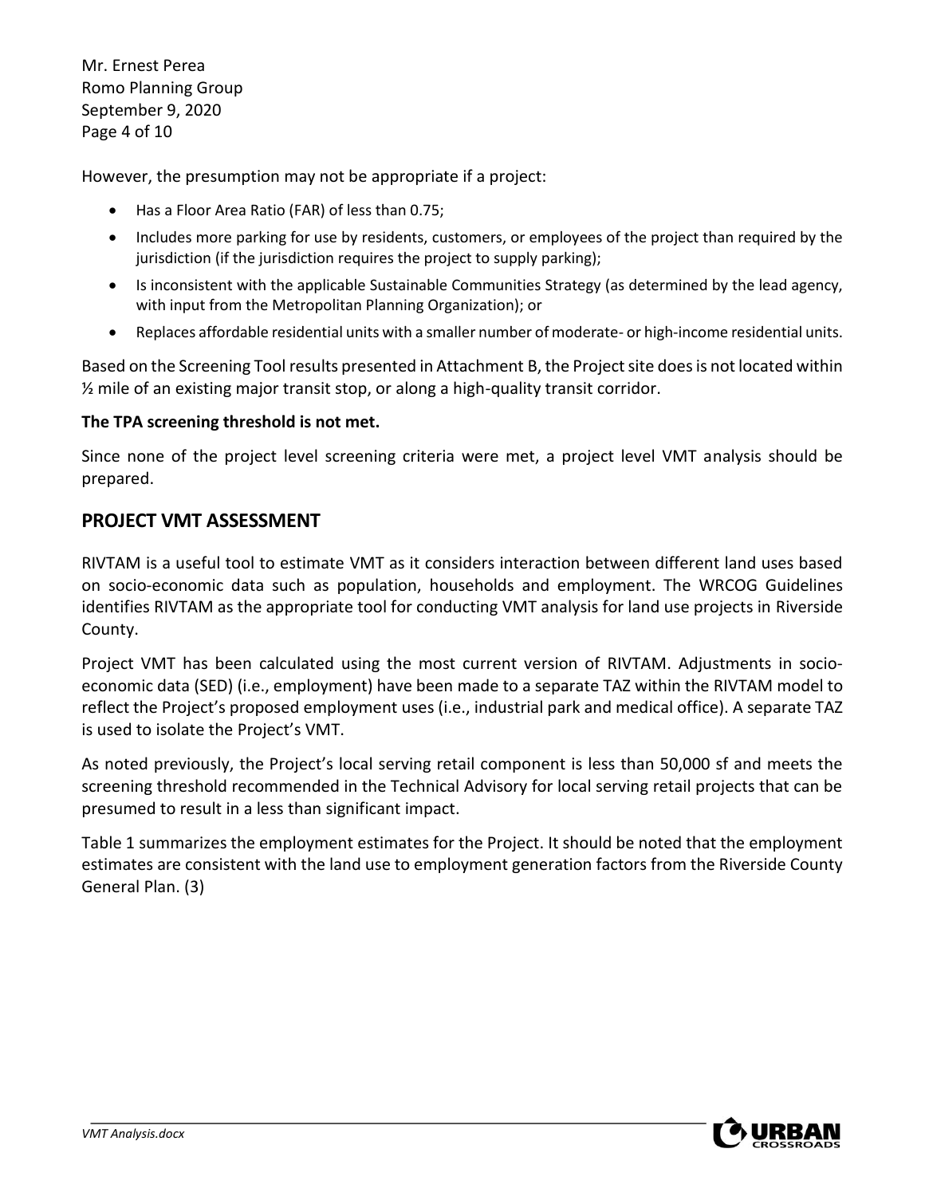However, the presumption may not be appropriate if a project:

- Has a Floor Area Ratio (FAR) of less than 0.75;
- Includes more parking for use by residents, customers, or employees of the project than required by the jurisdiction (if the jurisdiction requires the project to supply parking);
- Is inconsistent with the applicable Sustainable Communities Strategy (as determined by the lead agency, with input from the Metropolitan Planning Organization); or
- Replaces affordable residential units with a smaller number of moderate- or high-income residential units.

Based on the Screening Tool results presented in Attachment B, the Project site does is not located within ½ mile of an existing major transit stop, or along a high-quality transit corridor.

**The TPA screening threshold is not met.**

Since none of the project level screening criteria were met, a project level VMT analysis should be prepared.

## PROJECT VMT ASSESSMENT

RIVTAM is a useful tool to estimate VMT as it considers interaction between different land uses based on socio-economic data such as population, households and employment. The WRCOG Guidelines identifies RIVTAM as the appropriate tool for conducting VMT analysis for land use projects in Riverside County.

Project VMT has been calculated using the most current version of RIVTAM. Adjustments in socio-economic data (SED) (i.e., employment) have been made to a separate TAZ within the RIVTAM model to reflect the Project's proposed employment uses (i.e., industrial park and medical office). A separate TAZ is used to isolate the Project's VMT.

As noted previously, the Project's local serving retail component is less than 50,000 sf and meets the screening threshold recommended in the Technical Advisory for local serving retail projects that can be presumed to result in a less than significant impact.

Table 1 summarizes the employment estimates for the Project. It should be noted that the employment estimates are consistent with the land use to employment generation factors from the Riverside County General Plan. (3)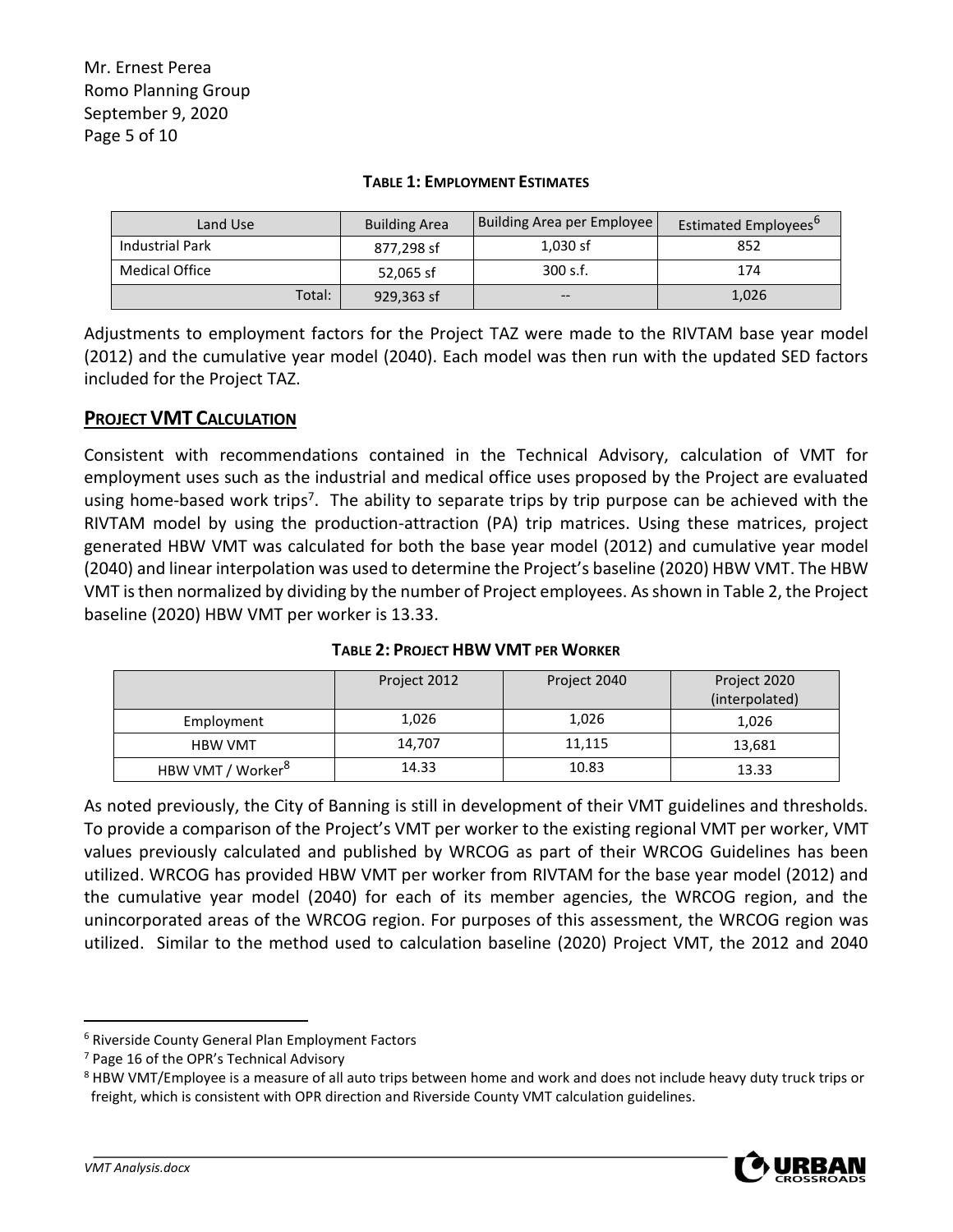**TABLE 1: EMPLOYMENT ESTIMATES**

| Land Use | Building Area | Building Area per Employee | Estimated Employees[6] |
| --- | --- | --- | --- |
| Industrial Park | 877,298 sf | 1,030 sf | 852 |
| Medical Office | 52,065 sf | 300 s.f. | 174 |
| Total: | 929,363 sf | -- | 1,026 |

Adjustments to employment factors for the Project TAZ were made to the RIVTAM base year model (2012) and the cumulative year model (2040). Each model was then run with the updated SED factors included for the Project TAZ.

## PROJECT VMT CALCULATION

Consistent with recommendations contained in the Technical Advisory, calculation of VMT for employment uses such as the industrial and medical office uses proposed by the Project are evaluated using home-based work trips[7]. The ability to separate trips by trip purpose can be achieved with the RIVTAM model by using the production-attraction (PA) trip matrices. Using these matrices, project generated HBW VMT was calculated for both the base year model (2012) and cumulative year model (2040) and linear interpolation was used to determine the Project's baseline (2020) HBW VMT. The HBW VMT is then normalized by dividing by the number of Project employees. As shown in Table 2, the Project baseline (2020) HBW VMT per worker is 13.33.

**TABLE 2: PROJECT HBW VMT PER WORKER**

| | Project 2012 | Project 2040 | Project 2020 (interpolated) |
| --- | --- | --- | --- |
| Employment | 1,026 | 1,026 | 1,026 |
| HBW VMT | 14,707 | 11,115 | 13,681 |
| HBW VMT / Worker[8] | 14.33 | 10.83 | 13.33 |

As noted previously, the City of Banning is still in development of their VMT guidelines and thresholds. To provide a comparison of the Project's VMT per worker to the existing regional VMT per worker, VMT values previously calculated and published by WRCOG as part of their WRCOG Guidelines has been utilized. WRCOG has provided HBW VMT per worker from RIVTAM for the base year model (2012) and the cumulative year model (2040) for each of its member agencies, the WRCOG region, and the unincorporated areas of the WRCOG region. For purposes of this assessment, the WRCOG region was utilized. Similar to the method used to calculation baseline (2020) Project VMT, the 2012 and 2040

---

[6] Riverside County General Plan Employment Factors

[7] Page 16 of the OPR's Technical Advisory

[8] HBW VMT/Employee is a measure of all auto trips between home and work and does not include heavy duty truck trips or freight, which is consistent with OPR direction and Riverside County VMT calculation guidelines.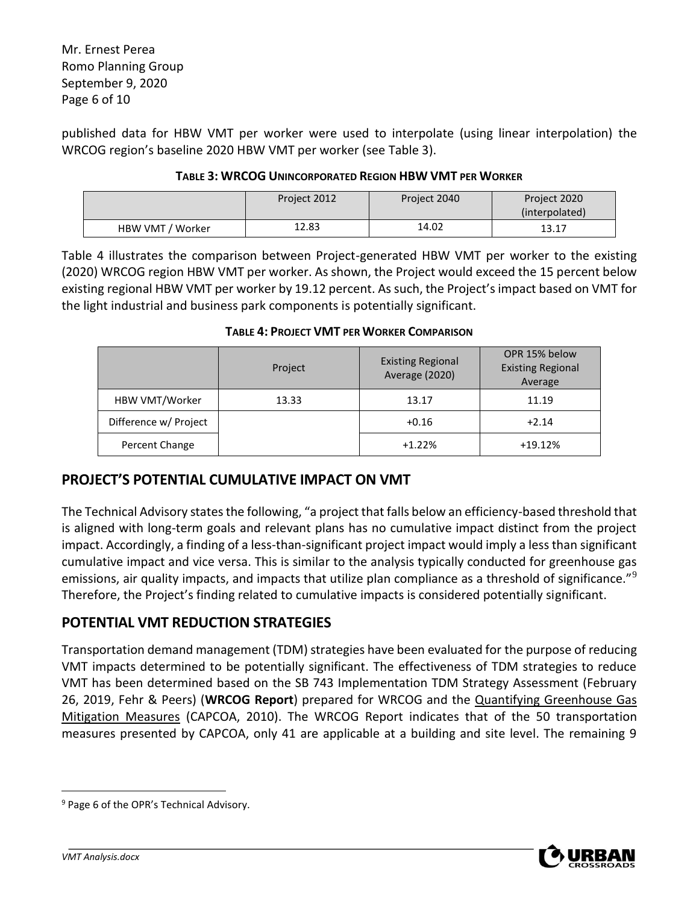published data for HBW VMT per worker were used to interpolate (using linear interpolation) the WRCOG region's baseline 2020 HBW VMT per worker (see Table 3).

**TABLE 3: WRCOG UNINCORPORATED REGION HBW VMT PER WORKER**

| | Project 2012 | Project 2040 | Project 2020 (interpolated) |
|---|---|---|---|
| HBW VMT / Worker | 12.83 | 14.02 | 13.17 |

Table 4 illustrates the comparison between Project-generated HBW VMT per worker to the existing (2020) WRCOG region HBW VMT per worker. As shown, the Project would exceed the 15 percent below existing regional HBW VMT per worker by 19.12 percent. As such, the Project's impact based on VMT for the light industrial and business park components is potentially significant.

**TABLE 4: PROJECT VMT PER WORKER COMPARISON**

| | Project | Existing Regional Average (2020) | OPR 15% below Existing Regional Average |
|---|---|---|---|
| HBW VMT/Worker | 13.33 | 13.17 | 11.19 |
| Difference w/ Project | | +0.16 | +2.14 |
| Percent Change | | +1.22% | +19.12% |

## PROJECT'S POTENTIAL CUMULATIVE IMPACT ON VMT

The Technical Advisory states the following, "a project that falls below an efficiency-based threshold that is aligned with long-term goals and relevant plans has no cumulative impact distinct from the project impact. Accordingly, a finding of a less-than-significant project impact would imply a less than significant cumulative impact and vice versa. This is similar to the analysis typically conducted for greenhouse gas emissions, air quality impacts, and impacts that utilize plan compliance as a threshold of significance."[9] Therefore, the Project's finding related to cumulative impacts is considered potentially significant.

## POTENTIAL VMT REDUCTION STRATEGIES

Transportation demand management (TDM) strategies have been evaluated for the purpose of reducing VMT impacts determined to be potentially significant. The effectiveness of TDM strategies to reduce VMT has been determined based on the SB 743 Implementation TDM Strategy Assessment (February 26, 2019, Fehr & Peers) (**WRCOG Report**) prepared for WRCOG and the Quantifying Greenhouse Gas Mitigation Measures (CAPCOA, 2010). The WRCOG Report indicates that of the 50 transportation measures presented by CAPCOA, only 41 are applicable at a building and site level. The remaining 9

[9] Page 6 of the OPR's Technical Advisory.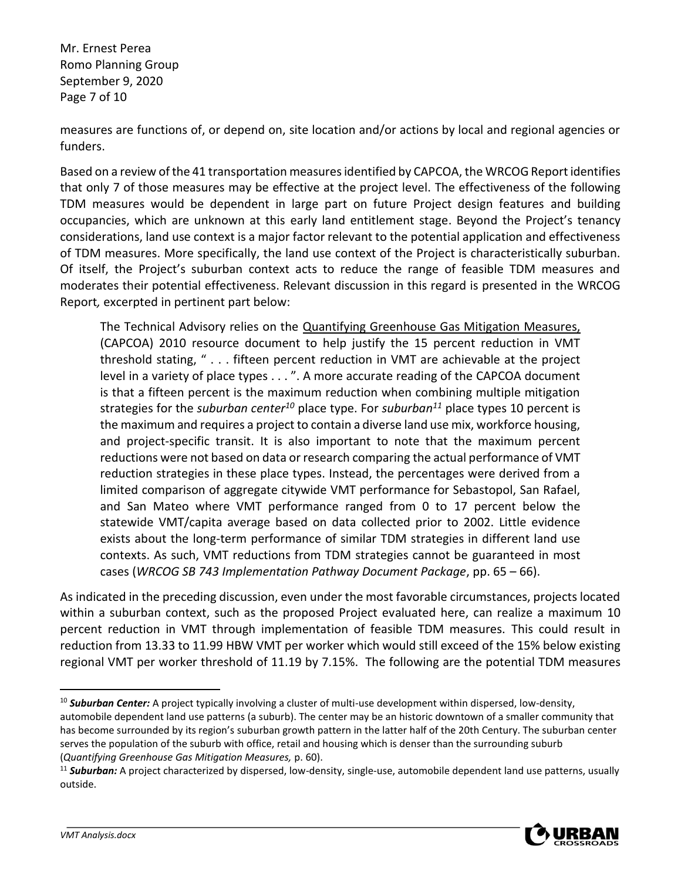measures are functions of, or depend on, site location and/or actions by local and regional agencies or funders.

Based on a review of the 41 transportation measures identified by CAPCOA, the WRCOG Report identifies that only 7 of those measures may be effective at the project level. The effectiveness of the following TDM measures would be dependent in large part on future Project design features and building occupancies, which are unknown at this early land entitlement stage. Beyond the Project's tenancy considerations, land use context is a major factor relevant to the potential application and effectiveness of TDM measures. More specifically, the land use context of the Project is characteristically suburban. Of itself, the Project's suburban context acts to reduce the range of feasible TDM measures and moderates their potential effectiveness. Relevant discussion in this regard is presented in the WRCOG Report*,* excerpted in pertinent part below:

> The Technical Advisory relies on the Quantifying Greenhouse Gas Mitigation Measures, (CAPCOA) 2010 resource document to help justify the 15 percent reduction in VMT threshold stating, " . . . fifteen percent reduction in VMT are achievable at the project level in a variety of place types . . . ". A more accurate reading of the CAPCOA document is that a fifteen percent is the maximum reduction when combining multiple mitigation strategies for the *suburban center*[10] place type. For *suburban*[11] place types 10 percent is the maximum and requires a project to contain a diverse land use mix, workforce housing, and project-specific transit. It is also important to note that the maximum percent reductions were not based on data or research comparing the actual performance of VMT reduction strategies in these place types. Instead, the percentages were derived from a limited comparison of aggregate citywide VMT performance for Sebastopol, San Rafael, and San Mateo where VMT performance ranged from 0 to 17 percent below the statewide VMT/capita average based on data collected prior to 2002. Little evidence exists about the long-term performance of similar TDM strategies in different land use contexts. As such, VMT reductions from TDM strategies cannot be guaranteed in most cases (*WRCOG SB 743 Implementation Pathway Document Package*, pp. 65 – 66).

As indicated in the preceding discussion, even under the most favorable circumstances, projects located within a suburban context, such as the proposed Project evaluated here, can realize a maximum 10 percent reduction in VMT through implementation of feasible TDM measures. This could result in reduction from 13.33 to 11.99 HBW VMT per worker which would still exceed of the 15% below existing regional VMT per worker threshold of 11.19 by 7.15%. The following are the potential TDM measures

---

[10] ***Suburban Center:*** A project typically involving a cluster of multi-use development within dispersed, low-density, automobile dependent land use patterns (a suburb). The center may be an historic downtown of a smaller community that has become surrounded by its region's suburban growth pattern in the latter half of the 20th Century. The suburban center serves the population of the suburb with office, retail and housing which is denser than the surrounding suburb (*Quantifying Greenhouse Gas Mitigation Measures,* p. 60).

[11] ***Suburban:*** A project characterized by dispersed, low-density, single-use, automobile dependent land use patterns, usually outside.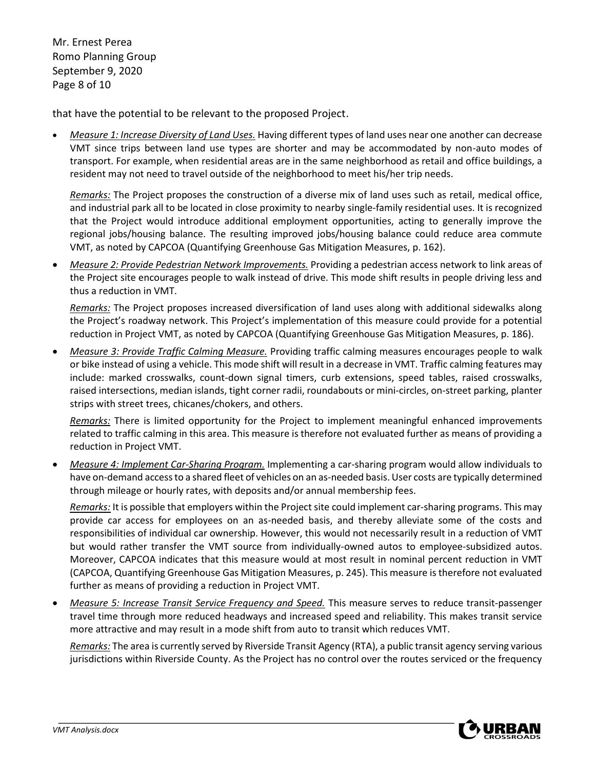that have the potential to be relevant to the proposed Project.

- *Measure 1: Increase Diversity of Land Uses.* Having different types of land uses near one another can decrease VMT since trips between land use types are shorter and may be accommodated by non-auto modes of transport. For example, when residential areas are in the same neighborhood as retail and office buildings, a resident may not need to travel outside of the neighborhood to meet his/her trip needs.

  *Remarks:* The Project proposes the construction of a diverse mix of land uses such as retail, medical office, and industrial park all to be located in close proximity to nearby single-family residential uses. It is recognized that the Project would introduce additional employment opportunities, acting to generally improve the regional jobs/housing balance. The resulting improved jobs/housing balance could reduce area commute VMT, as noted by CAPCOA (Quantifying Greenhouse Gas Mitigation Measures, p. 162).

- *Measure 2: Provide Pedestrian Network Improvements.* Providing a pedestrian access network to link areas of the Project site encourages people to walk instead of drive. This mode shift results in people driving less and thus a reduction in VMT.

  *Remarks:* The Project proposes increased diversification of land uses along with additional sidewalks along the Project's roadway network. This Project's implementation of this measure could provide for a potential reduction in Project VMT, as noted by CAPCOA (Quantifying Greenhouse Gas Mitigation Measures, p. 186).

- *Measure 3: Provide Traffic Calming Measure.* Providing traffic calming measures encourages people to walk or bike instead of using a vehicle. This mode shift will result in a decrease in VMT. Traffic calming features may include: marked crosswalks, count-down signal timers, curb extensions, speed tables, raised crosswalks, raised intersections, median islands, tight corner radii, roundabouts or mini-circles, on-street parking, planter strips with street trees, chicanes/chokers, and others.

  *Remarks:* There is limited opportunity for the Project to implement meaningful enhanced improvements related to traffic calming in this area. This measure is therefore not evaluated further as means of providing a reduction in Project VMT.

- *Measure 4: Implement Car-Sharing Program.* Implementing a car-sharing program would allow individuals to have on-demand access to a shared fleet of vehicles on an as-needed basis. User costs are typically determined through mileage or hourly rates, with deposits and/or annual membership fees.

  *Remarks:* It is possible that employers within the Project site could implement car-sharing programs. This may provide car access for employees on an as-needed basis, and thereby alleviate some of the costs and responsibilities of individual car ownership. However, this would not necessarily result in a reduction of VMT but would rather transfer the VMT source from individually-owned autos to employee-subsidized autos. Moreover, CAPCOA indicates that this measure would at most result in nominal percent reduction in VMT (CAPCOA, Quantifying Greenhouse Gas Mitigation Measures, p. 245). This measure is therefore not evaluated further as means of providing a reduction in Project VMT.

- *Measure 5: Increase Transit Service Frequency and Speed.* This measure serves to reduce transit-passenger travel time through more reduced headways and increased speed and reliability. This makes transit service more attractive and may result in a mode shift from auto to transit which reduces VMT.

  *Remarks:* The area is currently served by Riverside Transit Agency (RTA), a public transit agency serving various jurisdictions within Riverside County. As the Project has no control over the routes serviced or the frequency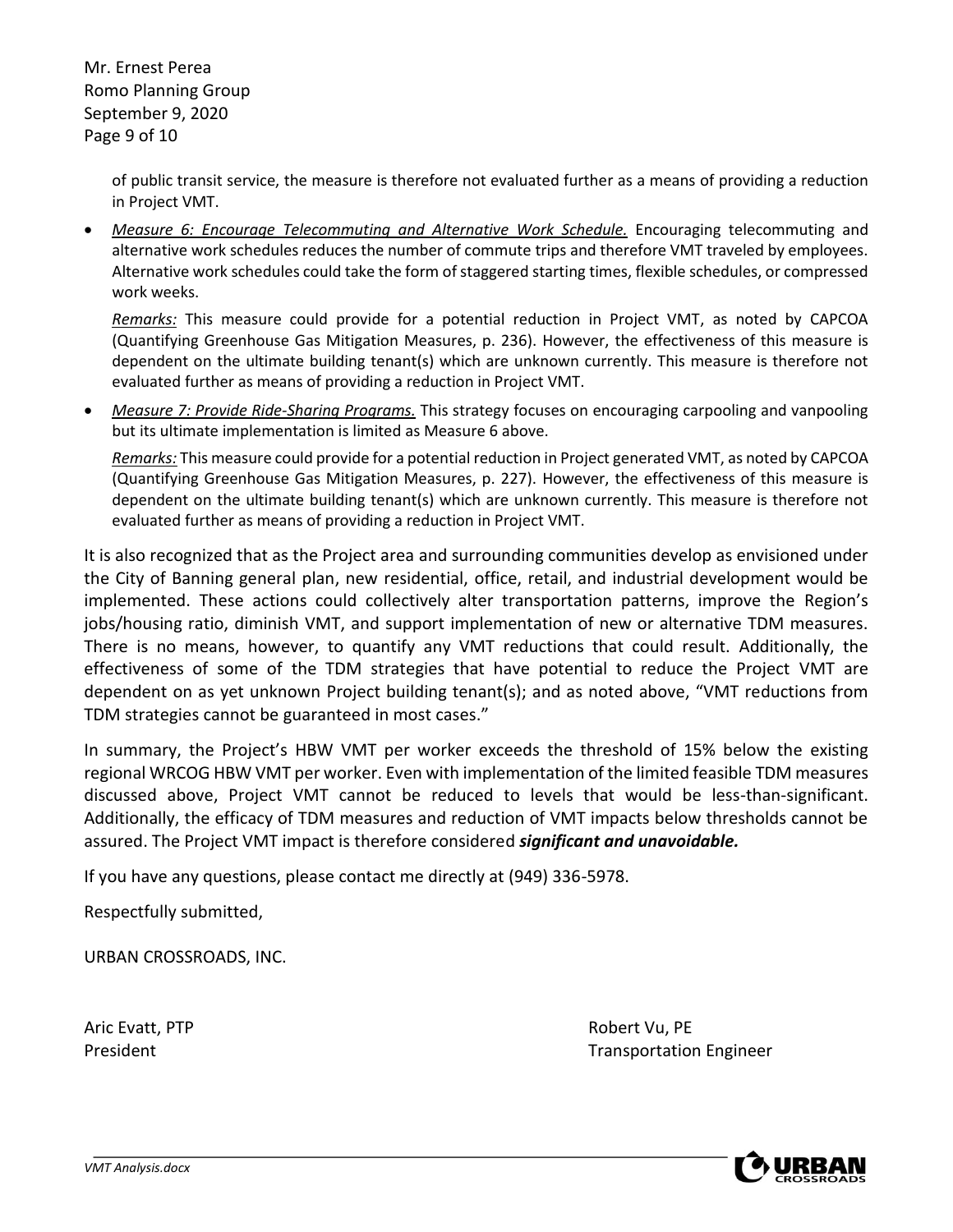of public transit service, the measure is therefore not evaluated further as a means of providing a reduction in Project VMT.

- *Measure 6: Encourage Telecommuting and Alternative Work Schedule.* Encouraging telecommuting and alternative work schedules reduces the number of commute trips and therefore VMT traveled by employees. Alternative work schedules could take the form of staggered starting times, flexible schedules, or compressed work weeks.

  *Remarks:* This measure could provide for a potential reduction in Project VMT, as noted by CAPCOA (Quantifying Greenhouse Gas Mitigation Measures, p. 236). However, the effectiveness of this measure is dependent on the ultimate building tenant(s) which are unknown currently. This measure is therefore not evaluated further as means of providing a reduction in Project VMT.

- *Measure 7: Provide Ride-Sharing Programs.* This strategy focuses on encouraging carpooling and vanpooling but its ultimate implementation is limited as Measure 6 above.

  *Remarks:* This measure could provide for a potential reduction in Project generated VMT, as noted by CAPCOA (Quantifying Greenhouse Gas Mitigation Measures, p. 227). However, the effectiveness of this measure is dependent on the ultimate building tenant(s) which are unknown currently. This measure is therefore not evaluated further as means of providing a reduction in Project VMT.

It is also recognized that as the Project area and surrounding communities develop as envisioned under the City of Banning general plan, new residential, office, retail, and industrial development would be implemented. These actions could collectively alter transportation patterns, improve the Region's jobs/housing ratio, diminish VMT, and support implementation of new or alternative TDM measures. There is no means, however, to quantify any VMT reductions that could result. Additionally, the effectiveness of some of the TDM strategies that have potential to reduce the Project VMT are dependent on as yet unknown Project building tenant(s); and as noted above, "VMT reductions from TDM strategies cannot be guaranteed in most cases."

In summary, the Project's HBW VMT per worker exceeds the threshold of 15% below the existing regional WRCOG HBW VMT per worker. Even with implementation of the limited feasible TDM measures discussed above, Project VMT cannot be reduced to levels that would be less-than-significant. Additionally, the efficacy of TDM measures and reduction of VMT impacts below thresholds cannot be assured. The Project VMT impact is therefore considered ***significant and unavoidable.***

If you have any questions, please contact me directly at (949) 336-5978.

Respectfully submitted,

URBAN CROSSROADS, INC.

Aric Evatt, PTP
President

Robert Vu, PE
Transportation Engineer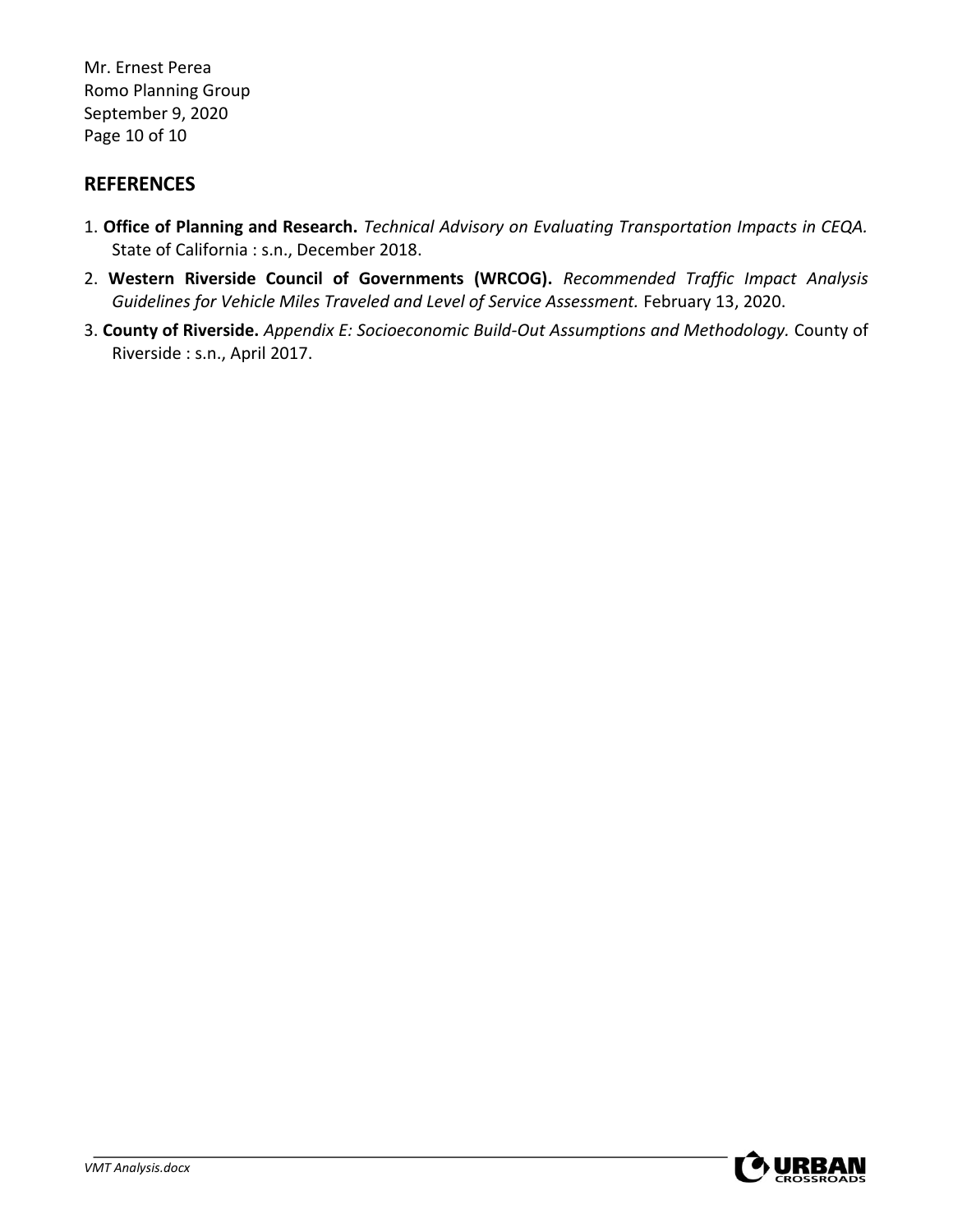## REFERENCES

1. **Office of Planning and Research.** *Technical Advisory on Evaluating Transportation Impacts in CEQA.* State of California : s.n., December 2018.
2. **Western Riverside Council of Governments (WRCOG).** *Recommended Traffic Impact Analysis Guidelines for Vehicle Miles Traveled and Level of Service Assessment.* February 13, 2020.
3. **County of Riverside.** *Appendix E: Socioeconomic Build-Out Assumptions and Methodology.* County of Riverside : s.n., April 2017.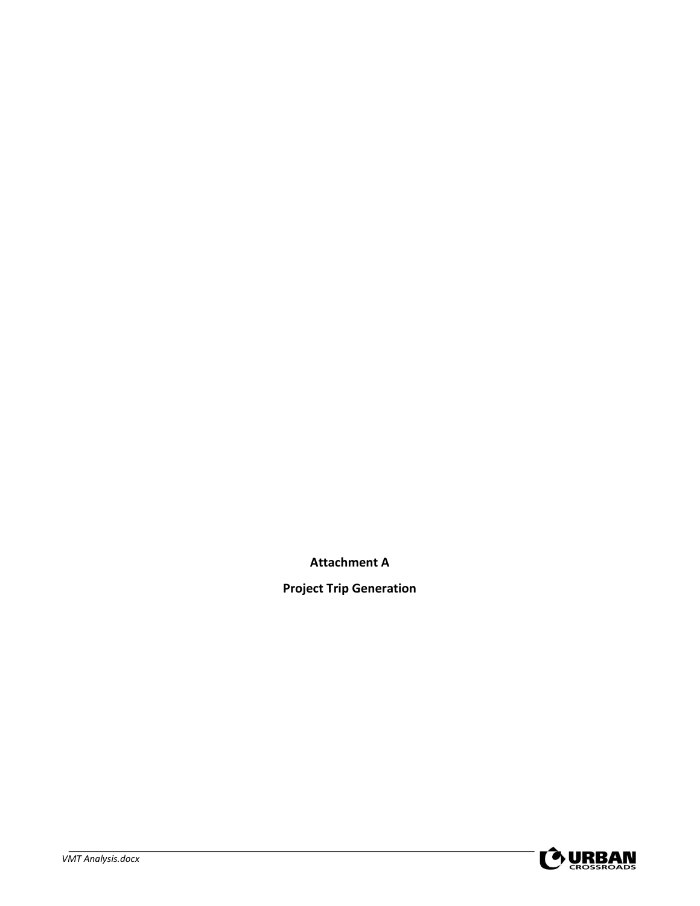**Attachment A**

**Project Trip Generation**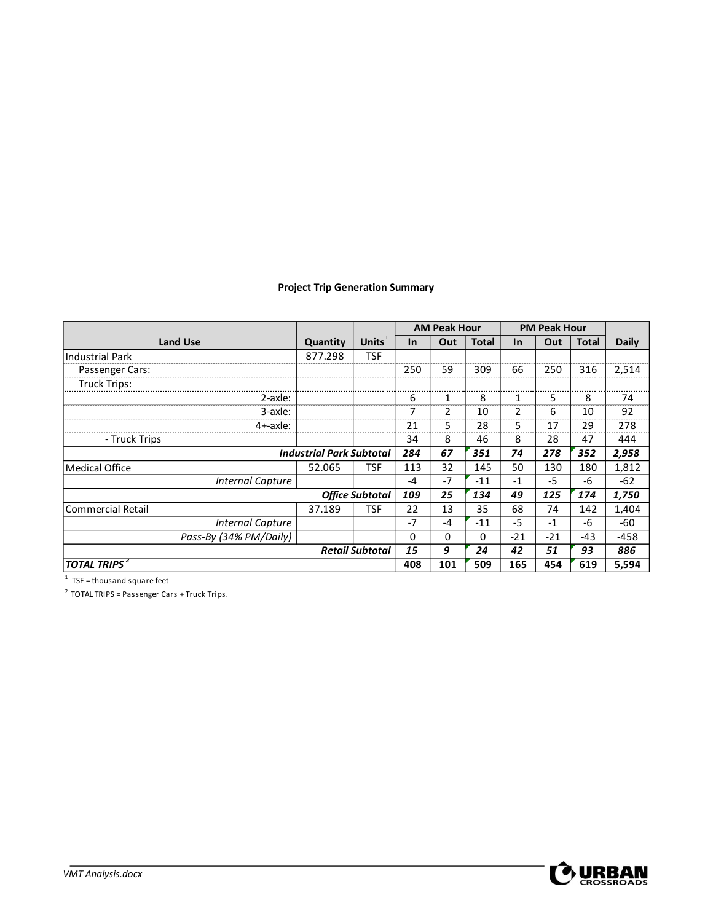**Project Trip Generation Summary**

| Land Use | Quantity | Units[1] | AM Peak Hour | | | PM Peak Hour | | | Daily |
|---|---|---|---|---|---|---|---|---|---|
| | | | In | Out | Total | In | Out | Total | |
| Industrial Park | 877.298 | TSF | | | | | | | |
| Passenger Cars: | | | 250 | 59 | 309 | 66 | 250 | 316 | 2,514 |
| Truck Trips: | | | | | | | | | |
| 2-axle: | | | 6 | 1 | 8 | 1 | 5 | 8 | 74 |
| 3-axle: | | | 7 | 2 | 10 | 2 | 6 | 10 | 92 |
| 4+-axle: | | | 21 | 5 | 28 | 5 | 17 | 29 | 278 |
| - Truck Trips | | | 34 | 8 | 46 | 8 | 28 | 47 | 444 |
| ***Industrial Park Subtotal*** | | | ***284*** | ***67*** | ***351*** | ***74*** | ***278*** | ***352*** | ***2,958*** |
| Medical Office | 52.065 | TSF | 113 | 32 | 145 | 50 | 130 | 180 | 1,812 |
| *Internal Capture* | | | -4 | -7 | -11 | -1 | -5 | -6 | -62 |
| ***Office Subtotal*** | | | ***109*** | ***25*** | ***134*** | ***49*** | ***125*** | ***174*** | ***1,750*** |
| Commercial Retail | 37.189 | TSF | 22 | 13 | 35 | 68 | 74 | 142 | 1,404 |
| *Internal Capture* | | | -7 | -4 | -11 | -5 | -1 | -6 | -60 |
| *Pass-By (34% PM/Daily)* | | | 0 | 0 | 0 | -21 | -21 | -43 | -458 |
| ***Retail Subtotal*** | | | ***15*** | ***9*** | ***24*** | ***42*** | ***51*** | ***93*** | ***886*** |
| ***TOTAL TRIPS[2]*** | | | **408** | **101** | **509** | **165** | **454** | **619** | **5,594** |

[1] TSF = thousand square feet

[2] TOTAL TRIPS = Passenger Cars + Truck Trips.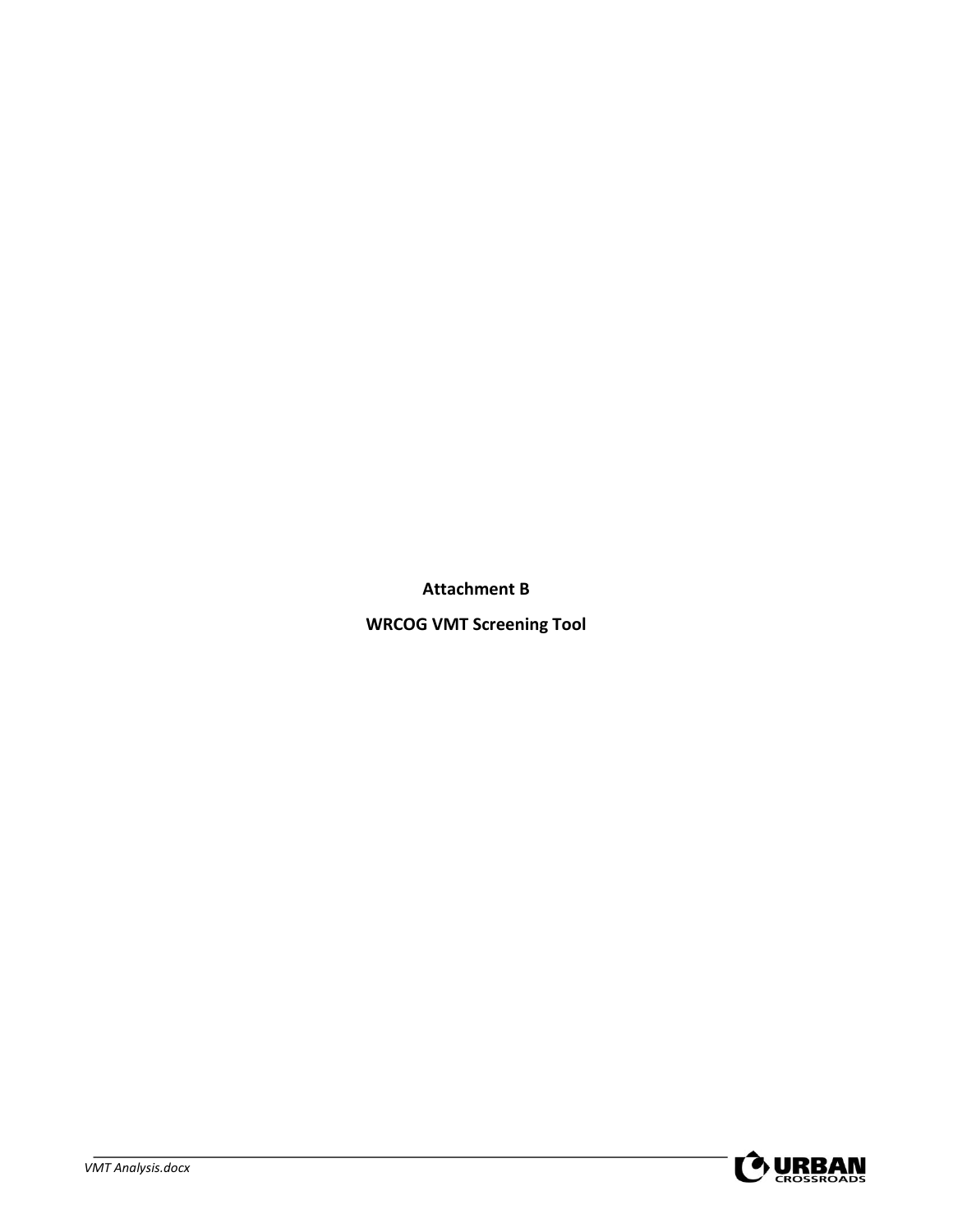**Attachment B**

**WRCOG VMT Screening Tool**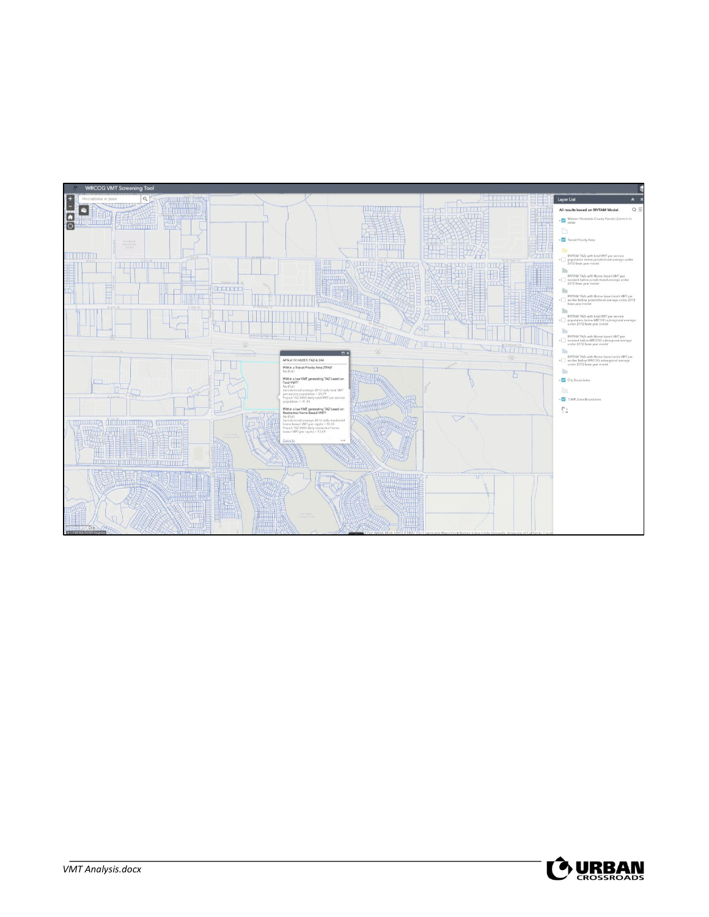WRCOG VMT Screening Tool

Layer List

All results based on RIVTAM Model.

Western Riverside County Parcels (Zoom in to view)

Transit Priority Area

RIVTAM TAZs with total VMT per service population below jurisdictional average under 2012 base year model

RIVTAM TAZs with Home-based VMT per resident below jurisdictional average under 2012 base year model

RIVTAM TAZs with Home-based work VMT per worker below jurisdictional average under 2012 base year model

RIVTAM TAZs with total VMT per service population below WRCOG subregional average under 2012 base year model

RIVTAM TAZs with Home-based VMT per resident below WRCOG subregional average under 2012 base year model

RIVTAM TAZs with Home-based work VMT per worker below WRCOG subregional average under 2012 base year model

City Boundaries

TUMF Zone Boundaries

APN:419148057| TAZ:4,344

Within a Transit Priority Area (TPA)?
No (Fail)

Within a low VMT generating TAZ based on Total VMT?
No (Fail)
Jurisdictional average 2012 daily total VMT per service population = 29.79
Project TAZ 2012 daily total VMT per service population = 41.26

Within a low VMT generating TAZ based on Residential Home-Based VMT?
No (Fail)
Jurisdictional average 2012 daily residential home based VMT per capita = 10.45
Project TAZ 2012 daily residential home based VMT per capita = 13.69

Zoom to